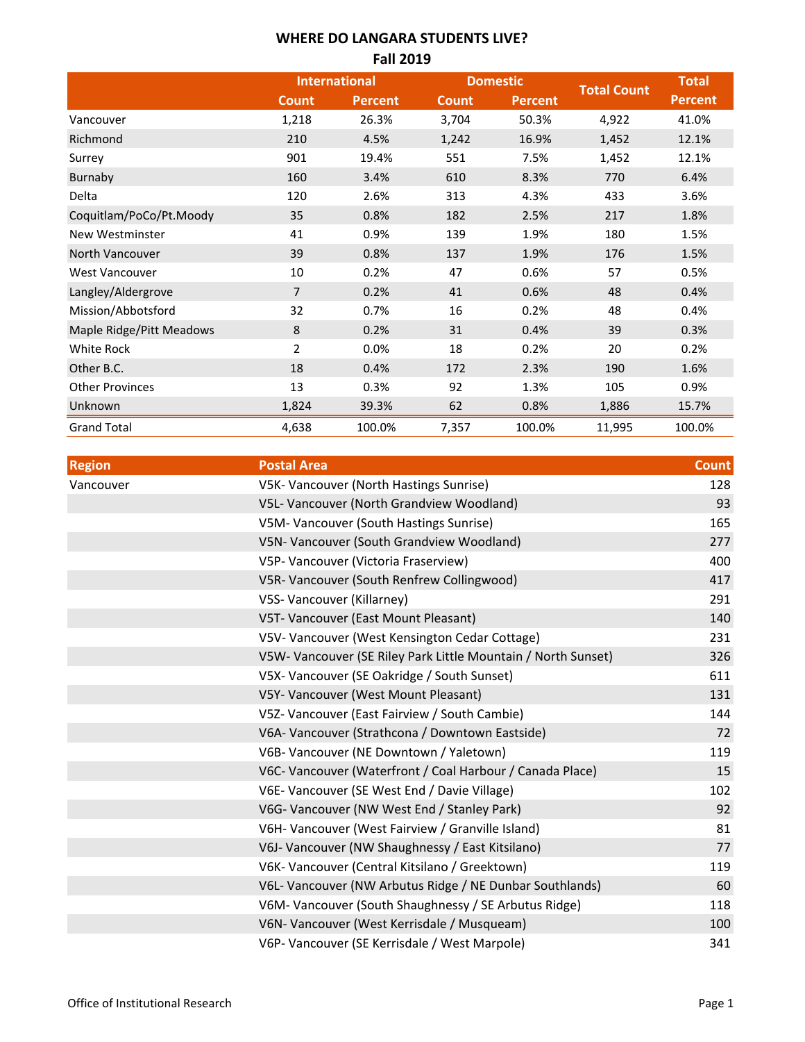# WHERE DO LANGARA STUDENTS LIVE?
## Fall 2019

| | International | | Domestic | | Total Count | Total Percent |
|---|---|---|---|---|---|---|
| | Count | Percent | Count | Percent | | |
| Vancouver | 1,218 | 26.3% | 3,704 | 50.3% | 4,922 | 41.0% |
| Richmond | 210 | 4.5% | 1,242 | 16.9% | 1,452 | 12.1% |
| Surrey | 901 | 19.4% | 551 | 7.5% | 1,452 | 12.1% |
| Burnaby | 160 | 3.4% | 610 | 8.3% | 770 | 6.4% |
| Delta | 120 | 2.6% | 313 | 4.3% | 433 | 3.6% |
| Coquitlam/PoCo/Pt.Moody | 35 | 0.8% | 182 | 2.5% | 217 | 1.8% |
| New Westminster | 41 | 0.9% | 139 | 1.9% | 180 | 1.5% |
| North Vancouver | 39 | 0.8% | 137 | 1.9% | 176 | 1.5% |
| West Vancouver | 10 | 0.2% | 47 | 0.6% | 57 | 0.5% |
| Langley/Aldergrove | 7 | 0.2% | 41 | 0.6% | 48 | 0.4% |
| Mission/Abbotsford | 32 | 0.7% | 16 | 0.2% | 48 | 0.4% |
| Maple Ridge/Pitt Meadows | 8 | 0.2% | 31 | 0.4% | 39 | 0.3% |
| White Rock | 2 | 0.0% | 18 | 0.2% | 20 | 0.2% |
| Other B.C. | 18 | 0.4% | 172 | 2.3% | 190 | 1.6% |
| Other Provinces | 13 | 0.3% | 92 | 1.3% | 105 | 0.9% |
| Unknown | 1,824 | 39.3% | 62 | 0.8% | 1,886 | 15.7% |
| Grand Total | 4,638 | 100.0% | 7,357 | 100.0% | 11,995 | 100.0% |

| Region | Postal Area | Count |
|---|---|---|
| Vancouver | V5K- Vancouver (North Hastings Sunrise) | 128 |
| | V5L- Vancouver (North Grandview Woodland) | 93 |
| | V5M- Vancouver (South Hastings Sunrise) | 165 |
| | V5N- Vancouver (South Grandview Woodland) | 277 |
| | V5P- Vancouver (Victoria Fraserview) | 400 |
| | V5R- Vancouver (South Renfrew Collingwood) | 417 |
| | V5S- Vancouver (Killarney) | 291 |
| | V5T- Vancouver (East Mount Pleasant) | 140 |
| | V5V- Vancouver (West Kensington Cedar Cottage) | 231 |
| | V5W- Vancouver (SE Riley Park Little Mountain / North Sunset) | 326 |
| | V5X- Vancouver (SE Oakridge / South Sunset) | 611 |
| | V5Y- Vancouver (West Mount Pleasant) | 131 |
| | V5Z- Vancouver (East Fairview / South Cambie) | 144 |
| | V6A- Vancouver (Strathcona / Downtown Eastside) | 72 |
| | V6B- Vancouver (NE Downtown / Yaletown) | 119 |
| | V6C- Vancouver (Waterfront / Coal Harbour / Canada Place) | 15 |
| | V6E- Vancouver (SE West End / Davie Village) | 102 |
| | V6G- Vancouver (NW West End / Stanley Park) | 92 |
| | V6H- Vancouver (West Fairview / Granville Island) | 81 |
| | V6J- Vancouver (NW Shaughnessy / East Kitsilano) | 77 |
| | V6K- Vancouver (Central Kitsilano / Greektown) | 119 |
| | V6L- Vancouver (NW Arbutus Ridge / NE Dunbar Southlands) | 60 |
| | V6M- Vancouver (South Shaughnessy / SE Arbutus Ridge) | 118 |
| | V6N- Vancouver (West Kerrisdale / Musqueam) | 100 |
| | V6P- Vancouver (SE Kerrisdale / West Marpole) | 341 |

Office of Institutional Research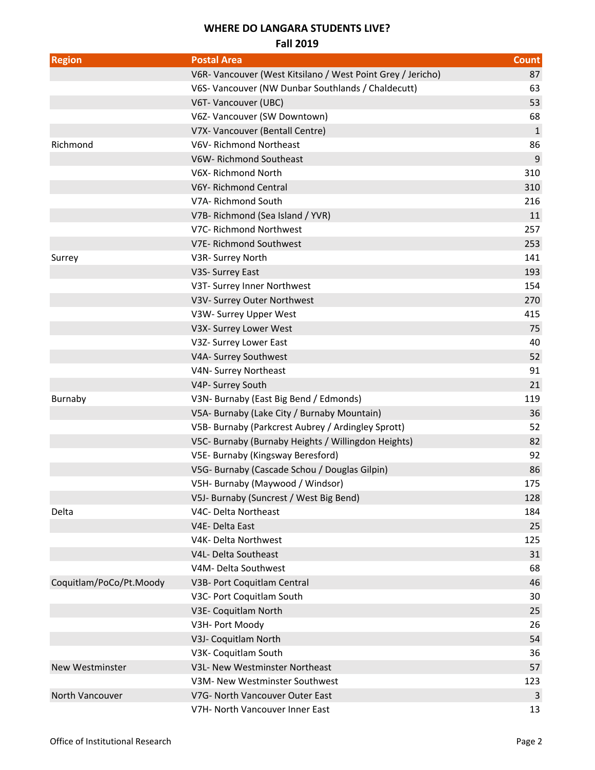**WHERE DO LANGARA STUDENTS LIVE?**

**Fall 2019**

| Region | Postal Area | Count |
| --- | --- | --- |
| | V6R- Vancouver (West Kitsilano / West Point Grey / Jericho) | 87 |
| | V6S- Vancouver (NW Dunbar Southlands / Chaldecutt) | 63 |
| | V6T- Vancouver (UBC) | 53 |
| | V6Z- Vancouver (SW Downtown) | 68 |
| | V7X- Vancouver (Bentall Centre) | 1 |
| Richmond | V6V- Richmond Northeast | 86 |
| | V6W- Richmond Southeast | 9 |
| | V6X- Richmond North | 310 |
| | V6Y- Richmond Central | 310 |
| | V7A- Richmond South | 216 |
| | V7B- Richmond (Sea Island / YVR) | 11 |
| | V7C- Richmond Northwest | 257 |
| | V7E- Richmond Southwest | 253 |
| Surrey | V3R- Surrey North | 141 |
| | V3S- Surrey East | 193 |
| | V3T- Surrey Inner Northwest | 154 |
| | V3V- Surrey Outer Northwest | 270 |
| | V3W- Surrey Upper West | 415 |
| | V3X- Surrey Lower West | 75 |
| | V3Z- Surrey Lower East | 40 |
| | V4A- Surrey Southwest | 52 |
| | V4N- Surrey Northeast | 91 |
| | V4P- Surrey South | 21 |
| Burnaby | V3N- Burnaby (East Big Bend / Edmonds) | 119 |
| | V5A- Burnaby (Lake City / Burnaby Mountain) | 36 |
| | V5B- Burnaby (Parkcrest Aubrey / Ardingley Sprott) | 52 |
| | V5C- Burnaby (Burnaby Heights / Willingdon Heights) | 82 |
| | V5E- Burnaby (Kingsway Beresford) | 92 |
| | V5G- Burnaby (Cascade Schou / Douglas Gilpin) | 86 |
| | V5H- Burnaby (Maywood / Windsor) | 175 |
| | V5J- Burnaby (Suncrest / West Big Bend) | 128 |
| Delta | V4C- Delta Northeast | 184 |
| | V4E- Delta East | 25 |
| | V4K- Delta Northwest | 125 |
| | V4L- Delta Southeast | 31 |
| | V4M- Delta Southwest | 68 |
| Coquitlam/PoCo/Pt.Moody | V3B- Port Coquitlam Central | 46 |
| | V3C- Port Coquitlam South | 30 |
| | V3E- Coquitlam North | 25 |
| | V3H- Port Moody | 26 |
| | V3J- Coquitlam North | 54 |
| | V3K- Coquitlam South | 36 |
| New Westminster | V3L- New Westminster Northeast | 57 |
| | V3M- New Westminster Southwest | 123 |
| North Vancouver | V7G- North Vancouver Outer East | 3 |
| | V7H- North Vancouver Inner East | 13 |

Office of Institutional Research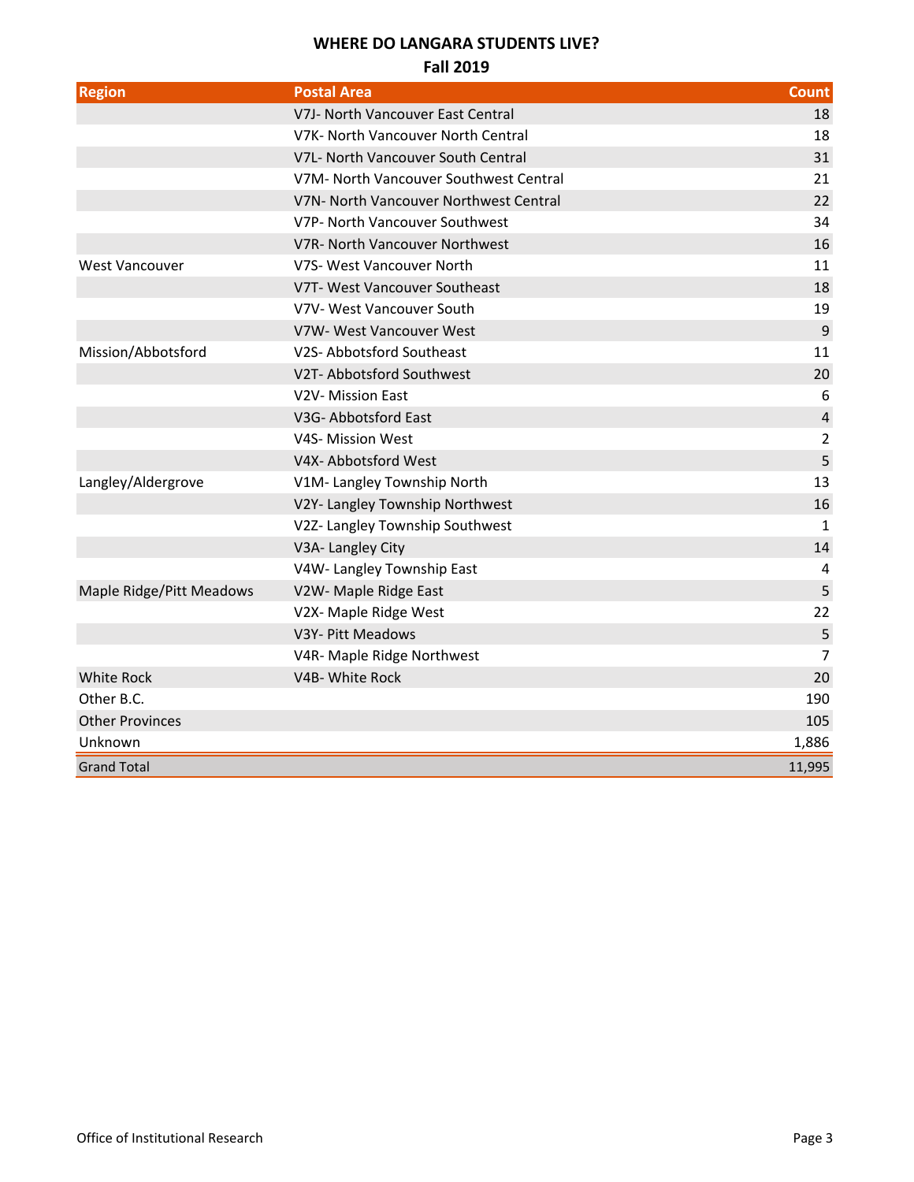# WHERE DO LANGARA STUDENTS LIVE?

## Fall 2019

| Region | Postal Area | Count |
|---|---|---|
| | V7J- North Vancouver East Central | 18 |
| | V7K- North Vancouver North Central | 18 |
| | V7L- North Vancouver South Central | 31 |
| | V7M- North Vancouver Southwest Central | 21 |
| | V7N- North Vancouver Northwest Central | 22 |
| | V7P- North Vancouver Southwest | 34 |
| | V7R- North Vancouver Northwest | 16 |
| West Vancouver | V7S- West Vancouver North | 11 |
| | V7T- West Vancouver Southeast | 18 |
| | V7V- West Vancouver South | 19 |
| | V7W- West Vancouver West | 9 |
| Mission/Abbotsford | V2S- Abbotsford Southeast | 11 |
| | V2T- Abbotsford Southwest | 20 |
| | V2V- Mission East | 6 |
| | V3G- Abbotsford East | 4 |
| | V4S- Mission West | 2 |
| | V4X- Abbotsford West | 5 |
| Langley/Aldergrove | V1M- Langley Township North | 13 |
| | V2Y- Langley Township Northwest | 16 |
| | V2Z- Langley Township Southwest | 1 |
| | V3A- Langley City | 14 |
| | V4W- Langley Township East | 4 |
| Maple Ridge/Pitt Meadows | V2W- Maple Ridge East | 5 |
| | V2X- Maple Ridge West | 22 |
| | V3Y- Pitt Meadows | 5 |
| | V4R- Maple Ridge Northwest | 7 |
| White Rock | V4B- White Rock | 20 |
| Other B.C. | | 190 |
| Other Provinces | | 105 |
| Unknown | | 1,886 |
| Grand Total | | 11,995 |

Office of Institutional Research